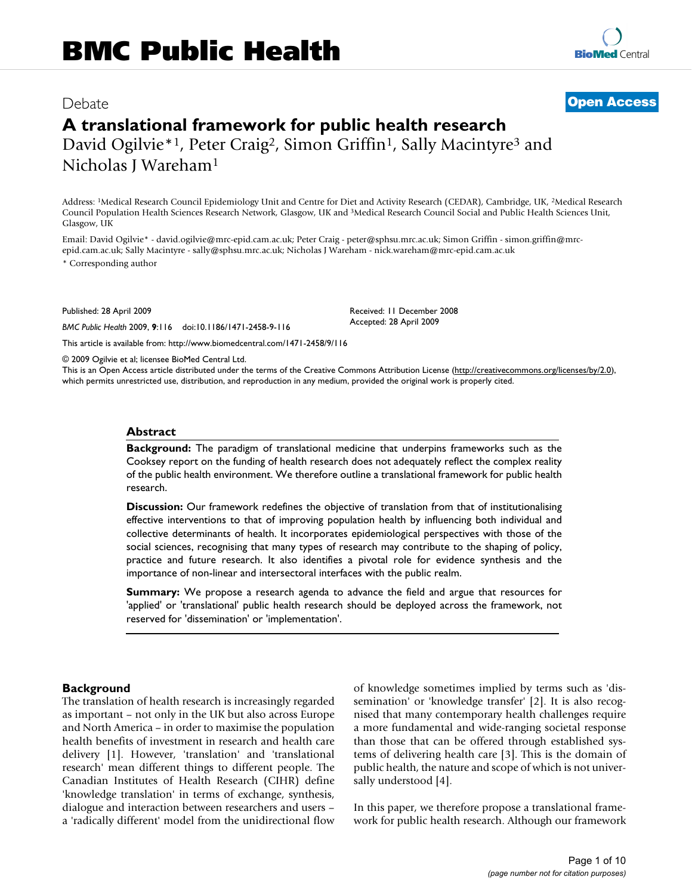# BMC Public Health

Debate

**Open Access**

# A translational framework for public health research

David Ogilvie*[1], Peter Craig[2], Simon Griffin[1], Sally Macintyre[3] and Nicholas J Wareham[1]

Address: [1]Medical Research Council Epidemiology Unit and Centre for Diet and Activity Research (CEDAR), Cambridge, UK, [2]Medical Research Council Population Health Sciences Research Network, Glasgow, UK and [3]Medical Research Council Social and Public Health Sciences Unit, Glasgow, UK

Email: David Ogilvie* - david.ogilvie@mrc-epid.cam.ac.uk; Peter Craig - peter@sphsu.mrc.ac.uk; Simon Griffin - simon.griffin@mrc-epid.cam.ac.uk; Sally Macintyre - sally@sphsu.mrc.ac.uk; Nicholas J Wareham - nick.wareham@mrc-epid.cam.ac.uk

* Corresponding author

Published: 28 April 2009

*BMC Public Health* 2009, **9**:116 doi:10.1186/1471-2458-9-116

Received: 11 December 2008
Accepted: 28 April 2009

This article is available from: http://www.biomedcentral.com/1471-2458/9/116

© 2009 Ogilvie et al; licensee BioMed Central Ltd.

This is an Open Access article distributed under the terms of the Creative Commons Attribution License (http://creativecommons.org/licenses/by/2.0), which permits unrestricted use, distribution, and reproduction in any medium, provided the original work is properly cited.

## Abstract

**Background:** The paradigm of translational medicine that underpins frameworks such as the Cooksey report on the funding of health research does not adequately reflect the complex reality of the public health environment. We therefore outline a translational framework for public health research.

**Discussion:** Our framework redefines the objective of translation from that of institutionalising effective interventions to that of improving population health by influencing both individual and collective determinants of health. It incorporates epidemiological perspectives with those of the social sciences, recognising that many types of research may contribute to the shaping of policy, practice and future research. It also identifies a pivotal role for evidence synthesis and the importance of non-linear and intersectoral interfaces with the public realm.

**Summary:** We propose a research agenda to advance the field and argue that resources for 'applied' or 'translational' public health research should be deployed across the framework, not reserved for 'dissemination' or 'implementation'.

## Background

The translation of health research is increasingly regarded as important – not only in the UK but also across Europe and North America – in order to maximise the population health benefits of investment in research and health care delivery [1]. However, 'translation' and 'translational research' mean different things to different people. The Canadian Institutes of Health Research (CIHR) define 'knowledge translation' in terms of exchange, synthesis, dialogue and interaction between researchers and users – a 'radically different' model from the unidirectional flow of knowledge sometimes implied by terms such as 'dissemination' or 'knowledge transfer' [2]. It is also recognised that many contemporary health challenges require a more fundamental and wide-ranging societal response than those that can be offered through established systems of delivering health care [3]. This is the domain of public health, the nature and scope of which is not universally understood [4].

In this paper, we therefore propose a translational framework for public health research. Although our framework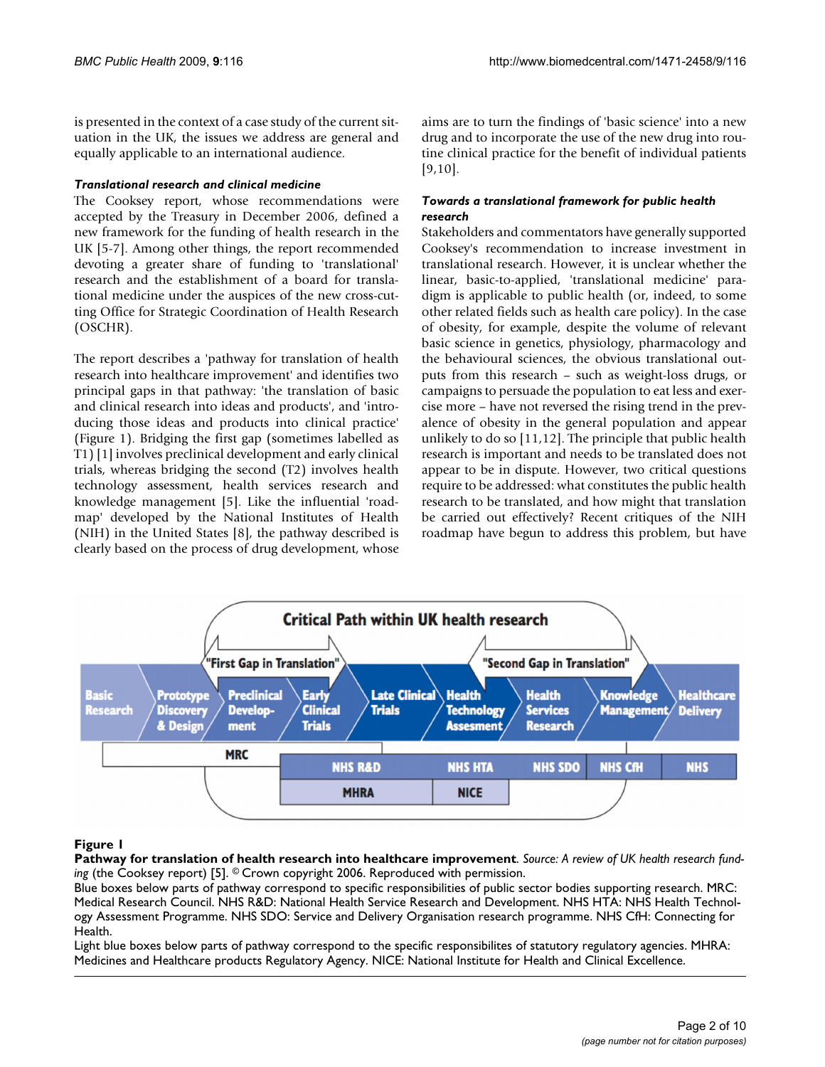is presented in the context of a case study of the current situation in the UK, the issues we address are general and equally applicable to an international audience.

### *Translational research and clinical medicine*

The Cooksey report, whose recommendations were accepted by the Treasury in December 2006, defined a new framework for the funding of health research in the UK [5-7]. Among other things, the report recommended devoting a greater share of funding to 'translational' research and the establishment of a board for translational medicine under the auspices of the new cross-cutting Office for Strategic Coordination of Health Research (OSCHR).

The report describes a 'pathway for translation of health research into healthcare improvement' and identifies two principal gaps in that pathway: 'the translation of basic and clinical research into ideas and products', and 'introducing those ideas and products into clinical practice' (Figure 1). Bridging the first gap (sometimes labelled as T1) [1] involves preclinical development and early clinical trials, whereas bridging the second (T2) involves health technology assessment, health services research and knowledge management [5]. Like the influential 'roadmap' developed by the National Institutes of Health (NIH) in the United States [8], the pathway described is clearly based on the process of drug development, whose aims are to turn the findings of 'basic science' into a new drug and to incorporate the use of the new drug into routine clinical practice for the benefit of individual patients [9,10].

### *Towards a translational framework for public health research*

Stakeholders and commentators have generally supported Cooksey's recommendation to increase investment in translational research. However, it is unclear whether the linear, basic-to-applied, 'translational medicine' paradigm is applicable to public health (or, indeed, to some other related fields such as health care policy). In the case of obesity, for example, despite the volume of relevant basic science in genetics, physiology, pharmacology and the behavioural sciences, the obvious translational outputs from this research – such as weight-loss drugs, or campaigns to persuade the population to eat less and exercise more – have not reversed the rising trend in the prevalence of obesity in the general population and appear unlikely to do so [11,12]. The principle that public health research is important and needs to be translated does not appear to be in dispute. However, two critical questions require to be addressed: what constitutes the public health research to be translated, and how might that translation be carried out effectively? Recent critiques of the NIH roadmap have begun to address this problem, but have

**Figure 1**

**Pathway for translation of health research into healthcare improvement**. *Source: A review of UK health research funding* (the Cooksey report) [5]. © Crown copyright 2006. Reproduced with permission.
Blue boxes below parts of pathway correspond to specific responsibilities of public sector bodies supporting research. MRC: Medical Research Council. NHS R&D: National Health Service Research and Development. NHS HTA: NHS Health Technology Assessment Programme. NHS SDO: Service and Delivery Organisation research programme. NHS CfH: Connecting for Health.
Light blue boxes below parts of pathway correspond to the specific responsibilites of statutory regulatory agencies. MHRA: Medicines and Healthcare products Regulatory Agency. NICE: National Institute for Health and Clinical Excellence.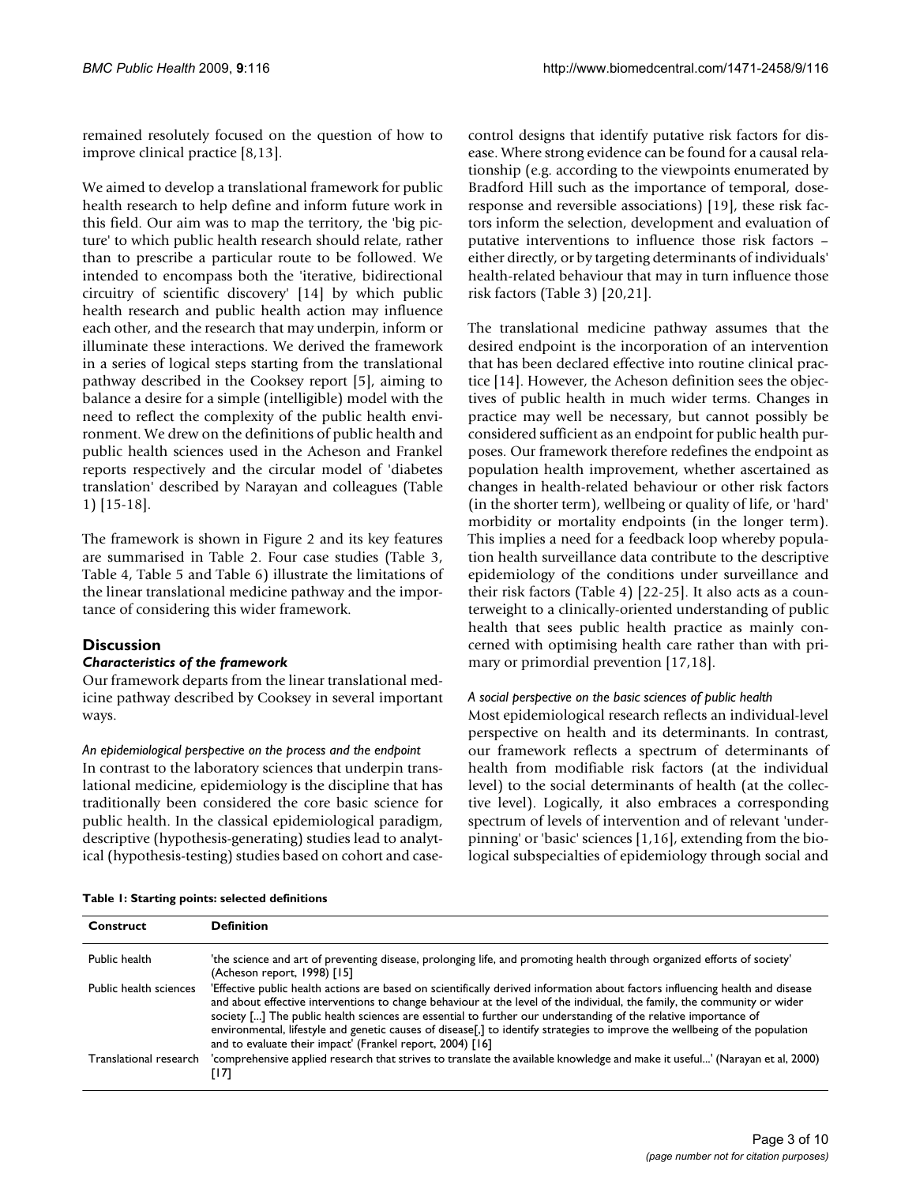remained resolutely focused on the question of how to improve clinical practice [8,13].

We aimed to develop a translational framework for public health research to help define and inform future work in this field. Our aim was to map the territory, the 'big picture' to which public health research should relate, rather than to prescribe a particular route to be followed. We intended to encompass both the 'iterative, bidirectional circuitry of scientific discovery' [14] by which public health research and public health action may influence each other, and the research that may underpin, inform or illuminate these interactions. We derived the framework in a series of logical steps starting from the translational pathway described in the Cooksey report [5], aiming to balance a desire for a simple (intelligible) model with the need to reflect the complexity of the public health environment. We drew on the definitions of public health and public health sciences used in the Acheson and Frankel reports respectively and the circular model of 'diabetes translation' described by Narayan and colleagues (Table 1) [15-18].

The framework is shown in Figure 2 and its key features are summarised in Table 2. Four case studies (Table 3, Table 4, Table 5 and Table 6) illustrate the limitations of the linear translational medicine pathway and the importance of considering this wider framework.

## Discussion

### Characteristics of the framework

Our framework departs from the linear translational medicine pathway described by Cooksey in several important ways.

#### *An epidemiological perspective on the process and the endpoint*

In contrast to the laboratory sciences that underpin translational medicine, epidemiology is the discipline that has traditionally been considered the core basic science for public health. In the classical epidemiological paradigm, descriptive (hypothesis-generating) studies lead to analytical (hypothesis-testing) studies based on cohort and case-control designs that identify putative risk factors for disease. Where strong evidence can be found for a causal relationship (e.g. according to the viewpoints enumerated by Bradford Hill such as the importance of temporal, dose-response and reversible associations) [19], these risk factors inform the selection, development and evaluation of putative interventions to influence those risk factors – either directly, or by targeting determinants of individuals' health-related behaviour that may in turn influence those risk factors (Table 3) [20,21].

The translational medicine pathway assumes that the desired endpoint is the incorporation of an intervention that has been declared effective into routine clinical practice [14]. However, the Acheson definition sees the objectives of public health in much wider terms. Changes in practice may well be necessary, but cannot possibly be considered sufficient as an endpoint for public health purposes. Our framework therefore redefines the endpoint as population health improvement, whether ascertained as changes in health-related behaviour or other risk factors (in the shorter term), wellbeing or quality of life, or 'hard' morbidity or mortality endpoints (in the longer term). This implies a need for a feedback loop whereby population health surveillance data contribute to the descriptive epidemiology of the conditions under surveillance and their risk factors (Table 4) [22-25]. It also acts as a counterweight to a clinically-oriented understanding of public health that sees public health practice as mainly concerned with optimising health care rather than with primary or primordial prevention [17,18].

#### *A social perspective on the basic sciences of public health*

Most epidemiological research reflects an individual-level perspective on health and its determinants. In contrast, our framework reflects a spectrum of determinants of health from modifiable risk factors (at the individual level) to the social determinants of health (at the collective level). Logically, it also embraces a corresponding spectrum of levels of intervention and of relevant 'underpinning' or 'basic' sciences [1,16], extending from the biological subspecialties of epidemiology through social and

**Table 1: Starting points: selected definitions**

| Construct | Definition |
|---|---|
| Public health | 'the science and art of preventing disease, prolonging life, and promoting health through organized efforts of society' (Acheson report, 1998) [15] |
| Public health sciences | 'Effective public health actions are based on scientifically derived information about factors influencing health and disease and about effective interventions to change behaviour at the level of the individual, the family, the community or wider society [...] The public health sciences are essential to further our understanding of the relative importance of environmental, lifestyle and genetic causes of disease[,] to identify strategies to improve the wellbeing of the population and to evaluate their impact' (Frankel report, 2004) [16] |
| Translational research | 'comprehensive applied research that strives to translate the available knowledge and make it useful...' (Narayan et al, 2000) [17] |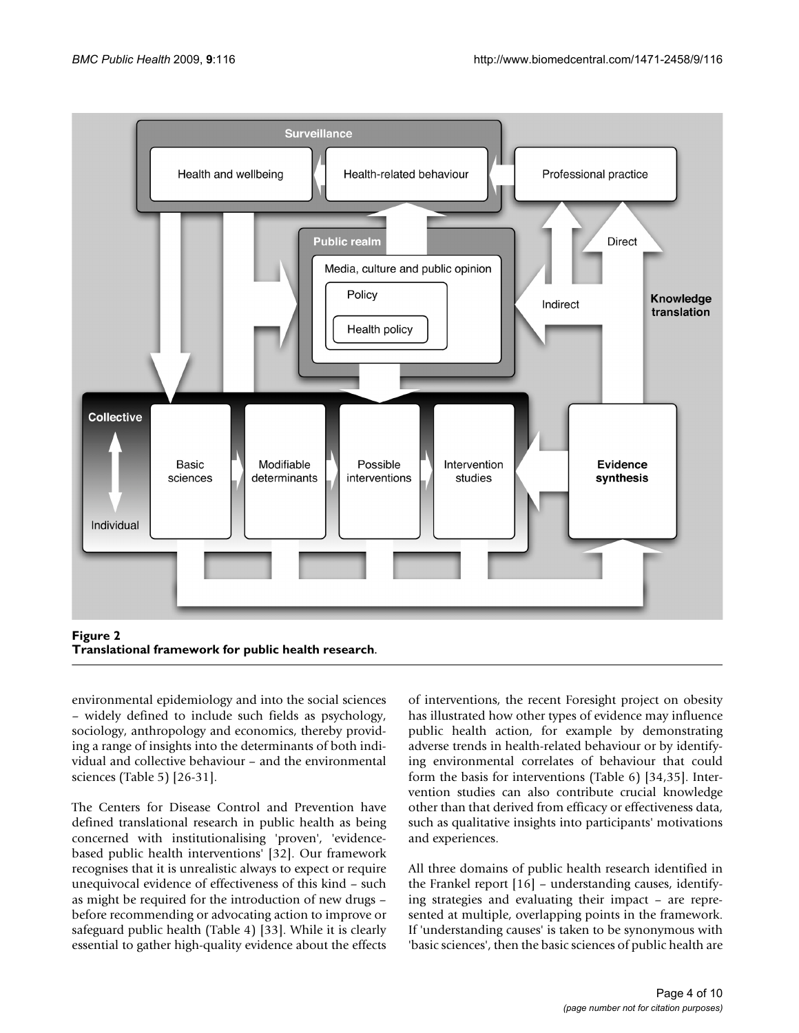**Figure 2**
**Translational framework for public health research**.

environmental epidemiology and into the social sciences – widely defined to include such fields as psychology, sociology, anthropology and economics, thereby providing a range of insights into the determinants of both individual and collective behaviour – and the environmental sciences (Table 5) [26-31].

The Centers for Disease Control and Prevention have defined translational research in public health as being concerned with institutionalising 'proven', 'evidence-based public health interventions' [32]. Our framework recognises that it is unrealistic always to expect or require unequivocal evidence of effectiveness of this kind – such as might be required for the introduction of new drugs – before recommending or advocating action to improve or safeguard public health (Table 4) [33]. While it is clearly essential to gather high-quality evidence about the effects of interventions, the recent Foresight project on obesity has illustrated how other types of evidence may influence public health action, for example by demonstrating adverse trends in health-related behaviour or by identifying environmental correlates of behaviour that could form the basis for interventions (Table 6) [34,35]. Intervention studies can also contribute crucial knowledge other than that derived from efficacy or effectiveness data, such as qualitative insights into participants' motivations and experiences.

All three domains of public health research identified in the Frankel report [16] – understanding causes, identifying strategies and evaluating their impact – are represented at multiple, overlapping points in the framework. If 'understanding causes' is taken to be synonymous with 'basic sciences', then the basic sciences of public health are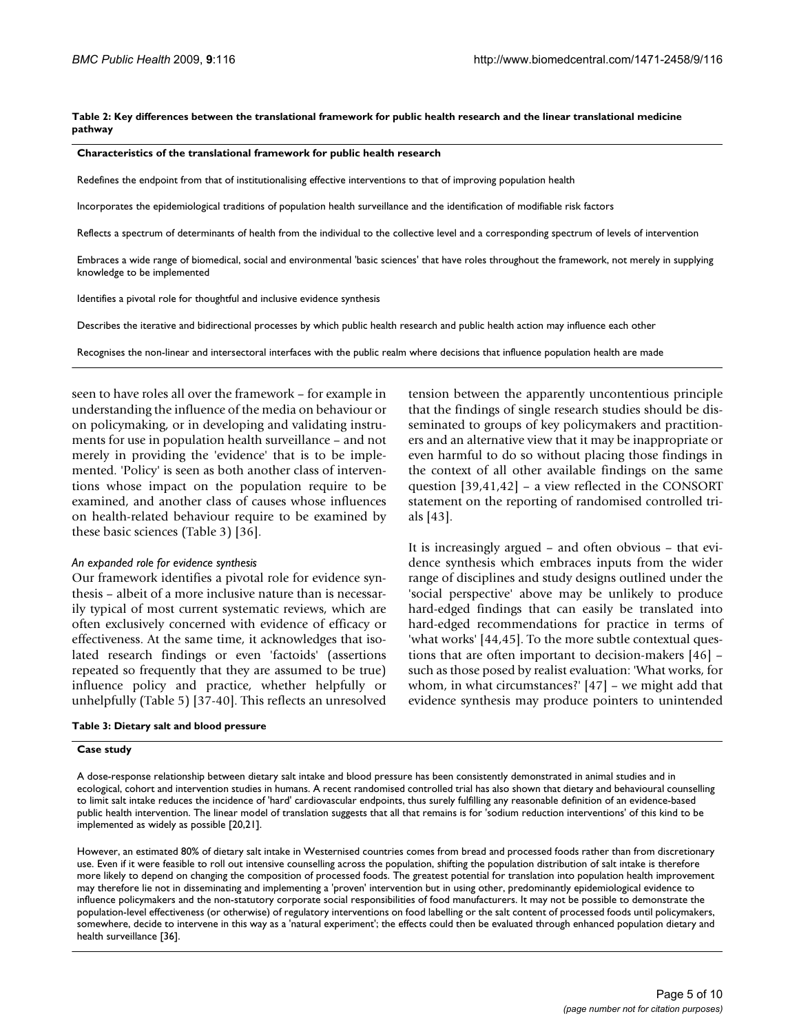**Table 2: Key differences between the translational framework for public health research and the linear translational medicine pathway**

| Characteristics of the translational framework for public health research |
| --- |
| Redefines the endpoint from that of institutionalising effective interventions to that of improving population health |
| Incorporates the epidemiological traditions of population health surveillance and the identification of modifiable risk factors |
| Reflects a spectrum of determinants of health from the individual to the collective level and a corresponding spectrum of levels of intervention |
| Embraces a wide range of biomedical, social and environmental 'basic sciences' that have roles throughout the framework, not merely in supplying knowledge to be implemented |
| Identifies a pivotal role for thoughtful and inclusive evidence synthesis |
| Describes the iterative and bidirectional processes by which public health research and public health action may influence each other |
| Recognises the non-linear and intersectoral interfaces with the public realm where decisions that influence population health are made |

seen to have roles all over the framework – for example in understanding the influence of the media on behaviour or on policymaking, or in developing and validating instruments for use in population health surveillance – and not merely in providing the 'evidence' that is to be implemented. 'Policy' is seen as both another class of interventions whose impact on the population require to be examined, and another class of causes whose influences on health-related behaviour require to be examined by these basic sciences (Table 3) [36].

*An expanded role for evidence synthesis*

Our framework identifies a pivotal role for evidence synthesis – albeit of a more inclusive nature than is necessarily typical of most current systematic reviews, which are often exclusively concerned with evidence of efficacy or effectiveness. At the same time, it acknowledges that isolated research findings or even 'factoids' (assertions repeated so frequently that they are assumed to be true) influence policy and practice, whether helpfully or unhelpfully (Table 5) [37-40]. This reflects an unresolved tension between the apparently uncontentious principle that the findings of single research studies should be disseminated to groups of key policymakers and practitioners and an alternative view that it may be inappropriate or even harmful to do so without placing those findings in the context of all other available findings on the same question [39,41,42] – a view reflected in the CONSORT statement on the reporting of randomised controlled trials [43].

It is increasingly argued – and often obvious – that evidence synthesis which embraces inputs from the wider range of disciplines and study designs outlined under the 'social perspective' above may be unlikely to produce hard-edged findings that can easily be translated into hard-edged recommendations for practice in terms of 'what works' [44,45]. To the more subtle contextual questions that are often important to decision-makers [46] – such as those posed by realist evaluation: 'What works, for whom, in what circumstances?' [47] – we might add that evidence synthesis may produce pointers to unintended

**Table 3: Dietary salt and blood pressure**

| Case study |
| --- |
| A dose-response relationship between dietary salt intake and blood pressure has been consistently demonstrated in animal studies and in ecological, cohort and intervention studies in humans. A recent randomised controlled trial has also shown that dietary and behavioural counselling to limit salt intake reduces the incidence of 'hard' cardiovascular endpoints, thus surely fulfilling any reasonable definition of an evidence-based public health intervention. The linear model of translation suggests that all that remains is for 'sodium reduction interventions' of this kind to be implemented as widely as possible [20,21]. |
| However, an estimated 80% of dietary salt intake in Westernised countries comes from bread and processed foods rather than from discretionary use. Even if it were feasible to roll out intensive counselling across the population, shifting the population distribution of salt intake is therefore more likely to depend on changing the composition of processed foods. The greatest potential for translation into population health improvement may therefore lie not in disseminating and implementing a 'proven' intervention but in using other, predominantly epidemiological evidence to influence policymakers and the non-statutory corporate social responsibilities of food manufacturers. It may not be possible to demonstrate the population-level effectiveness (or otherwise) of regulatory interventions on food labelling or the salt content of processed foods until policymakers, somewhere, decide to intervene in this way as a 'natural experiment'; the effects could then be evaluated through enhanced population dietary and health surveillance [36]. |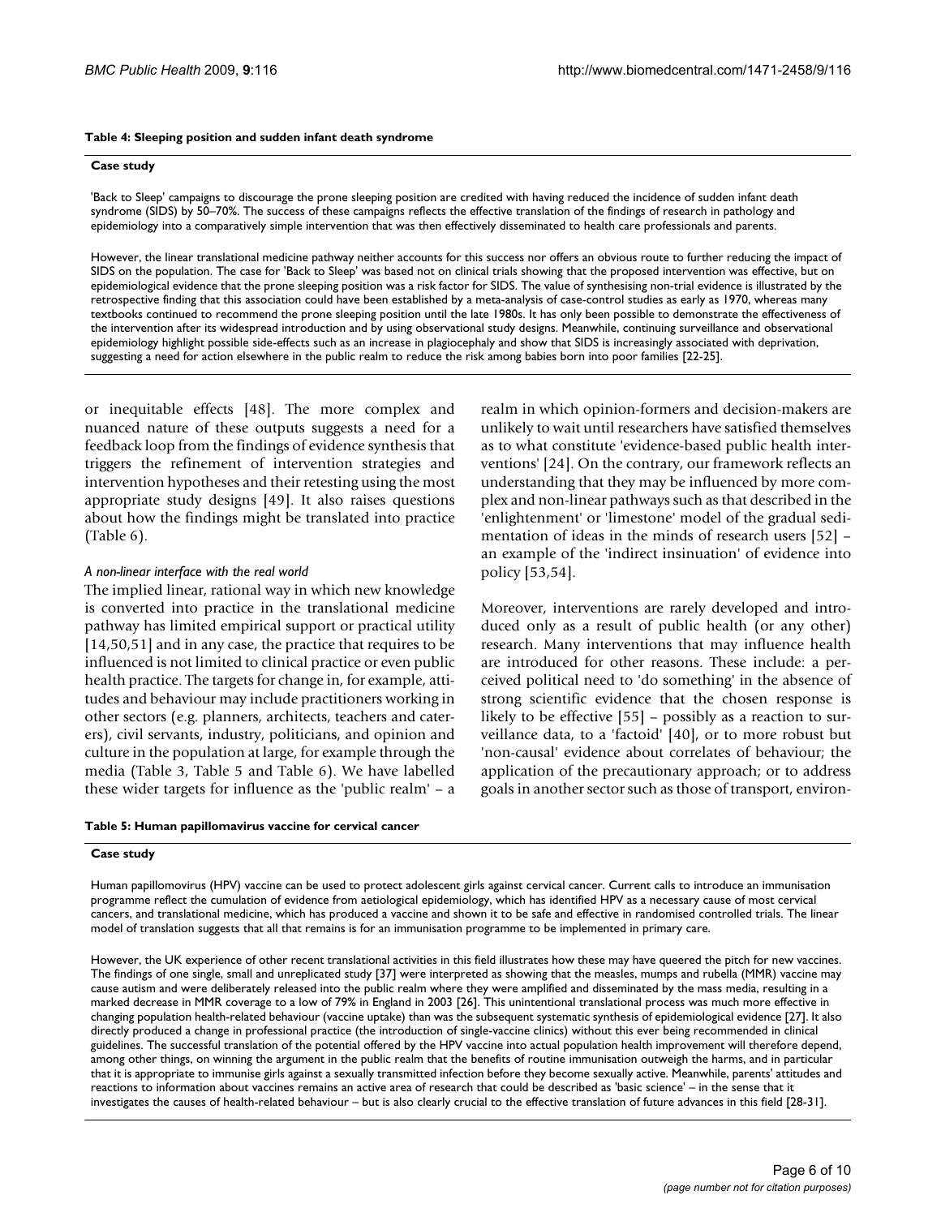**Table 4: Sleeping position and sudden infant death syndrome**

| Case study |
| --- |
| 'Back to Sleep' campaigns to discourage the prone sleeping position are credited with having reduced the incidence of sudden infant death syndrome (SIDS) by 50–70%. The success of these campaigns reflects the effective translation of the findings of research in pathology and epidemiology into a comparatively simple intervention that was then effectively disseminated to health care professionals and parents. |
| However, the linear translational medicine pathway neither accounts for this success nor offers an obvious route to further reducing the impact of SIDS on the population. The case for 'Back to Sleep' was based not on clinical trials showing that the proposed intervention was effective, but on epidemiological evidence that the prone sleeping position was a risk factor for SIDS. The value of synthesising non-trial evidence is illustrated by the retrospective finding that this association could have been established by a meta-analysis of case-control studies as early as 1970, whereas many textbooks continued to recommend the prone sleeping position until the late 1980s. It has only been possible to demonstrate the effectiveness of the intervention after its widespread introduction and by using observational study designs. Meanwhile, continuing surveillance and observational epidemiology highlight possible side-effects such as an increase in plagiocephaly and show that SIDS is increasingly associated with deprivation, suggesting a need for action elsewhere in the public realm to reduce the risk among babies born into poor families [22-25]. |

or inequitable effects [48]. The more complex and nuanced nature of these outputs suggests a need for a feedback loop from the findings of evidence synthesis that triggers the refinement of intervention strategies and intervention hypotheses and their retesting using the most appropriate study designs [49]. It also raises questions about how the findings might be translated into practice (Table 6).

*A non-linear interface with the real world*

The implied linear, rational way in which new knowledge is converted into practice in the translational medicine pathway has limited empirical support or practical utility [14,50,51] and in any case, the practice that requires to be influenced is not limited to clinical practice or even public health practice. The targets for change in, for example, attitudes and behaviour may include practitioners working in other sectors (e.g. planners, architects, teachers and caterers), civil servants, industry, politicians, and opinion and culture in the population at large, for example through the media (Table 3, Table 5 and Table 6). We have labelled these wider targets for influence as the 'public realm' – a realm in which opinion-formers and decision-makers are unlikely to wait until researchers have satisfied themselves as to what constitute 'evidence-based public health interventions' [24]. On the contrary, our framework reflects an understanding that they may be influenced by more complex and non-linear pathways such as that described in the 'enlightenment' or 'limestone' model of the gradual sedimentation of ideas in the minds of research users [52] – an example of the 'indirect insinuation' of evidence into policy [53,54].

Moreover, interventions are rarely developed and introduced only as a result of public health (or any other) research. Many interventions that may influence health are introduced for other reasons. These include: a perceived political need to 'do something' in the absence of strong scientific evidence that the chosen response is likely to be effective [55] – possibly as a reaction to surveillance data, to a 'factoid' [40], or to more robust but 'non-causal' evidence about correlates of behaviour; the application of the precautionary approach; or to address goals in another sector such as those of transport, environ-

**Table 5: Human papillomavirus vaccine for cervical cancer**

| Case study |
| --- |
| Human papillomovirus (HPV) vaccine can be used to protect adolescent girls against cervical cancer. Current calls to introduce an immunisation programme reflect the cumulation of evidence from aetiological epidemiology, which has identified HPV as a necessary cause of most cervical cancers, and translational medicine, which has produced a vaccine and shown it to be safe and effective in randomised controlled trials. The linear model of translation suggests that all that remains is for an immunisation programme to be implemented in primary care. |
| However, the UK experience of other recent translational activities in this field illustrates how these may have queered the pitch for new vaccines. The findings of one single, small and unreplicated study [37] were interpreted as showing that the measles, mumps and rubella (MMR) vaccine may cause autism and were deliberately released into the public realm where they were amplified and disseminated by the mass media, resulting in a marked decrease in MMR coverage to a low of 79% in England in 2003 [26]. This unintentional translational process was much more effective in changing population health-related behaviour (vaccine uptake) than was the subsequent systematic synthesis of epidemiological evidence [27]. It also directly produced a change in professional practice (the introduction of single-vaccine clinics) without this ever being recommended in clinical guidelines. The successful translation of the potential offered by the HPV vaccine into actual population health improvement will therefore depend, among other things, on winning the argument in the public realm that the benefits of routine immunisation outweigh the harms, and in particular that it is appropriate to immunise girls against a sexually transmitted infection before they become sexually active. Meanwhile, parents' attitudes and reactions to information about vaccines remains an active area of research that could be described as 'basic science' – in the sense that it investigates the causes of health-related behaviour – but is also clearly crucial to the effective translation of future advances in this field [28-31]. |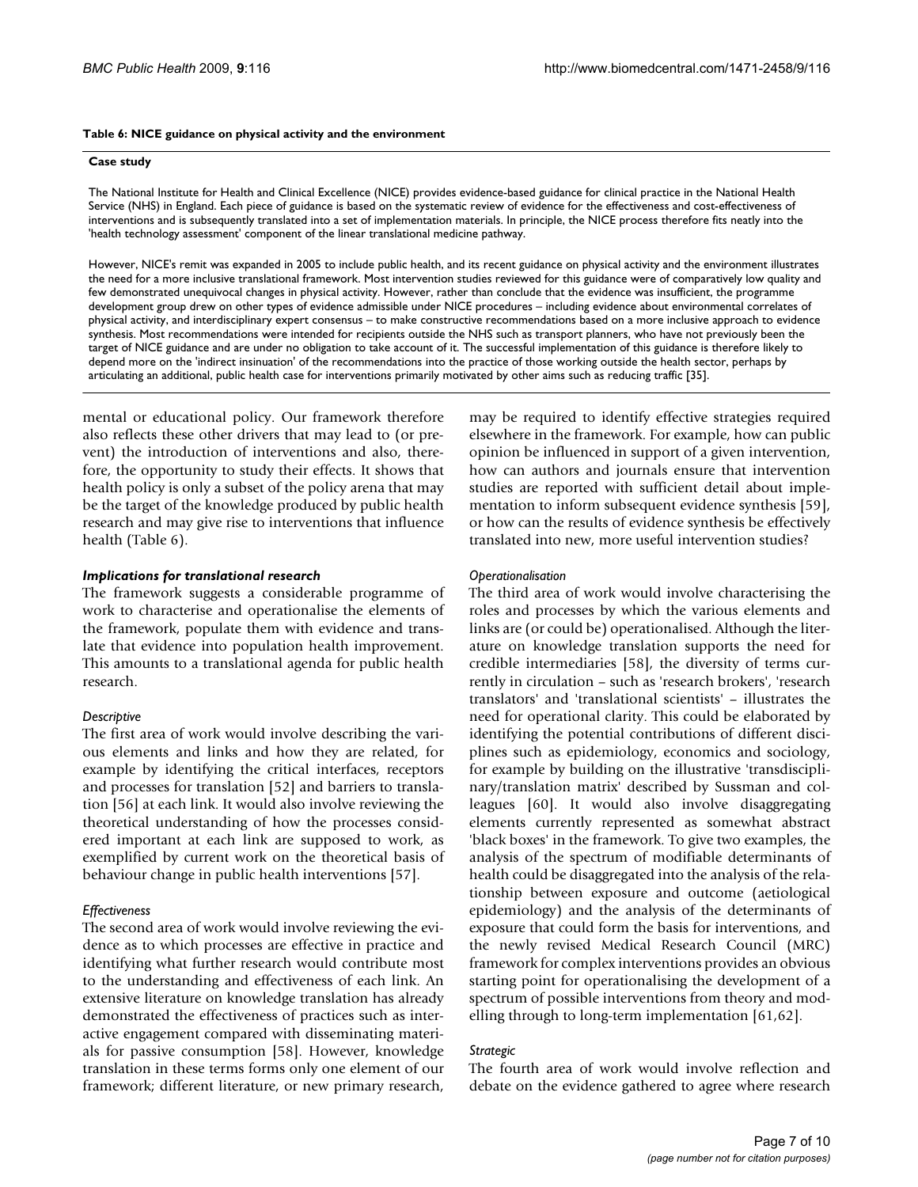**Table 6: NICE guidance on physical activity and the environment**

| Case study |
| --- |
| The National Institute for Health and Clinical Excellence (NICE) provides evidence-based guidance for clinical practice in the National Health Service (NHS) in England. Each piece of guidance is based on the systematic review of evidence for the effectiveness and cost-effectiveness of interventions and is subsequently translated into a set of implementation materials. In principle, the NICE process therefore fits neatly into the 'health technology assessment' component of the linear translational medicine pathway. |
| However, NICE's remit was expanded in 2005 to include public health, and its recent guidance on physical activity and the environment illustrates the need for a more inclusive translational framework. Most intervention studies reviewed for this guidance were of comparatively low quality and few demonstrated unequivocal changes in physical activity. However, rather than conclude that the evidence was insufficient, the programme development group drew on other types of evidence admissible under NICE procedures – including evidence about environmental correlates of physical activity, and interdisciplinary expert consensus – to make constructive recommendations based on a more inclusive approach to evidence synthesis. Most recommendations were intended for recipients outside the NHS such as transport planners, who have not previously been the target of NICE guidance and are under no obligation to take account of it. The successful implementation of this guidance is therefore likely to depend more on the 'indirect insinuation' of the recommendations into the practice of those working outside the health sector, perhaps by articulating an additional, public health case for interventions primarily motivated by other aims such as reducing traffic [35]. |

mental or educational policy. Our framework therefore also reflects these other drivers that may lead to (or prevent) the introduction of interventions and also, therefore, the opportunity to study their effects. It shows that health policy is only a subset of the policy arena that may be the target of the knowledge produced by public health research and may give rise to interventions that influence health (Table 6).

### *Implications for translational research*

The framework suggests a considerable programme of work to characterise and operationalise the elements of the framework, populate them with evidence and translate that evidence into population health improvement. This amounts to a translational agenda for public health research.

#### *Descriptive*

The first area of work would involve describing the various elements and links and how they are related, for example by identifying the critical interfaces, receptors and processes for translation [52] and barriers to translation [56] at each link. It would also involve reviewing the theoretical understanding of how the processes considered important at each link are supposed to work, as exemplified by current work on the theoretical basis of behaviour change in public health interventions [57].

#### *Effectiveness*

The second area of work would involve reviewing the evidence as to which processes are effective in practice and identifying what further research would contribute most to the understanding and effectiveness of each link. An extensive literature on knowledge translation has already demonstrated the effectiveness of practices such as interactive engagement compared with disseminating materials for passive consumption [58]. However, knowledge translation in these terms forms only one element of our framework; different literature, or new primary research, may be required to identify effective strategies required elsewhere in the framework. For example, how can public opinion be influenced in support of a given intervention, how can authors and journals ensure that intervention studies are reported with sufficient detail about implementation to inform subsequent evidence synthesis [59], or how can the results of evidence synthesis be effectively translated into new, more useful intervention studies?

#### *Operationalisation*

The third area of work would involve characterising the roles and processes by which the various elements and links are (or could be) operationalised. Although the literature on knowledge translation supports the need for credible intermediaries [58], the diversity of terms currently in circulation – such as 'research brokers', 'research translators' and 'translational scientists' – illustrates the need for operational clarity. This could be elaborated by identifying the potential contributions of different disciplines such as epidemiology, economics and sociology, for example by building on the illustrative 'transdisciplinary/translation matrix' described by Sussman and colleagues [60]. It would also involve disaggregating elements currently represented as somewhat abstract 'black boxes' in the framework. To give two examples, the analysis of the spectrum of modifiable determinants of health could be disaggregated into the analysis of the relationship between exposure and outcome (aetiological epidemiology) and the analysis of the determinants of exposure that could form the basis for interventions, and the newly revised Medical Research Council (MRC) framework for complex interventions provides an obvious starting point for operationalising the development of a spectrum of possible interventions from theory and modelling through to long-term implementation [61,62].

#### *Strategic*

The fourth area of work would involve reflection and debate on the evidence gathered to agree where research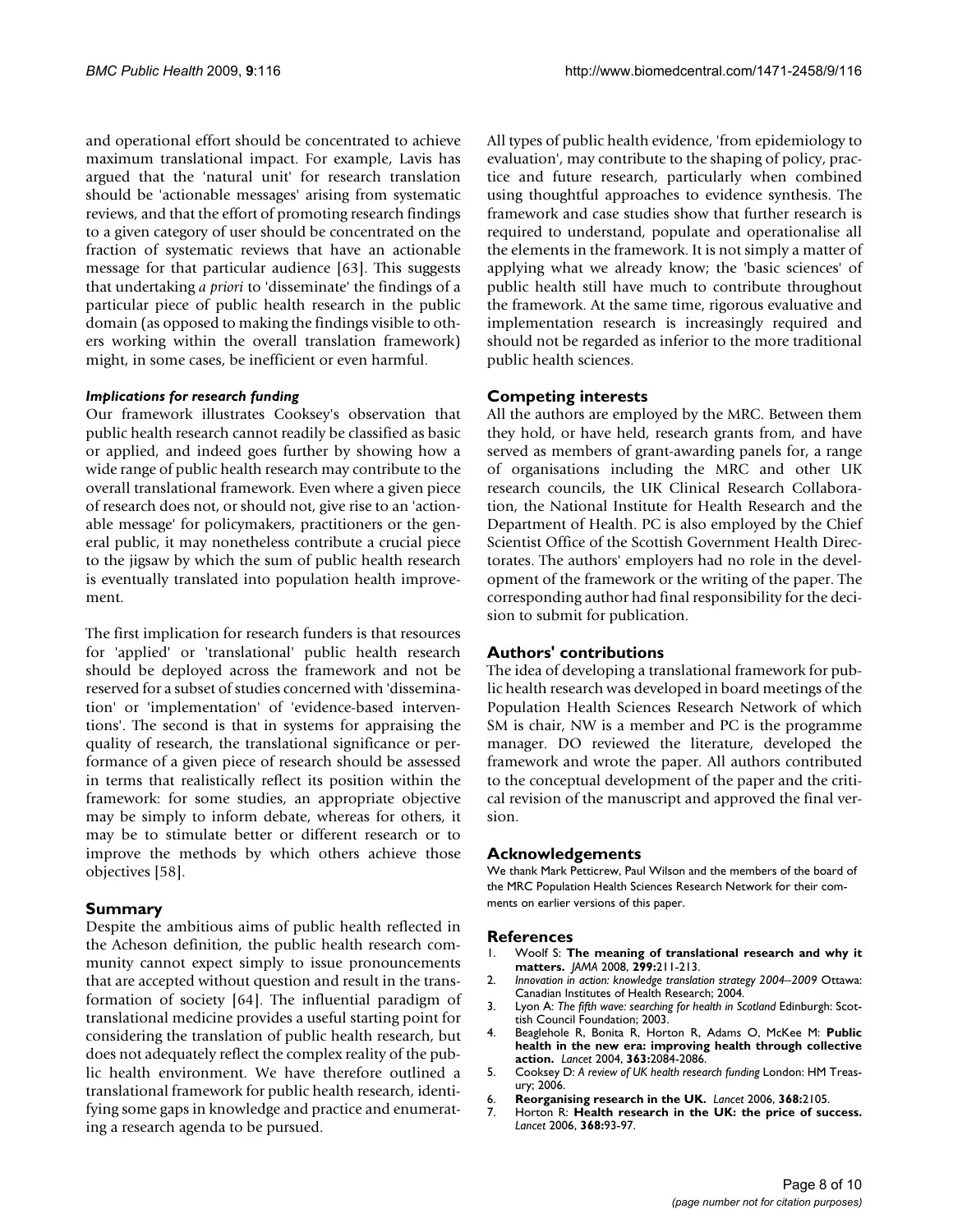and operational effort should be concentrated to achieve maximum translational impact. For example, Lavis has argued that the 'natural unit' for research translation should be 'actionable messages' arising from systematic reviews, and that the effort of promoting research findings to a given category of user should be concentrated on the fraction of systematic reviews that have an actionable message for that particular audience [63]. This suggests that undertaking *a priori* to 'disseminate' the findings of a particular piece of public health research in the public domain (as opposed to making the findings visible to others working within the overall translation framework) might, in some cases, be inefficient or even harmful.

#### *Implications for research funding*

Our framework illustrates Cooksey's observation that public health research cannot readily be classified as basic or applied, and indeed goes further by showing how a wide range of public health research may contribute to the overall translational framework. Even where a given piece of research does not, or should not, give rise to an 'actionable message' for policymakers, practitioners or the general public, it may nonetheless contribute a crucial piece to the jigsaw by which the sum of public health research is eventually translated into population health improvement.

The first implication for research funders is that resources for 'applied' or 'translational' public health research should be deployed across the framework and not be reserved for a subset of studies concerned with 'dissemination' or 'implementation' of 'evidence-based interventions'. The second is that in systems for appraising the quality of research, the translational significance or performance of a given piece of research should be assessed in terms that realistically reflect its position within the framework: for some studies, an appropriate objective may be simply to inform debate, whereas for others, it may be to stimulate better or different research or to improve the methods by which others achieve those objectives [58].

## Summary

Despite the ambitious aims of public health reflected in the Acheson definition, the public health research community cannot expect simply to issue pronouncements that are accepted without question and result in the transformation of society [64]. The influential paradigm of translational medicine provides a useful starting point for considering the translation of public health research, but does not adequately reflect the complex reality of the public health environment. We have therefore outlined a translational framework for public health research, identifying some gaps in knowledge and practice and enumerating a research agenda to be pursued.

All types of public health evidence, 'from epidemiology to evaluation', may contribute to the shaping of policy, practice and future research, particularly when combined using thoughtful approaches to evidence synthesis. The framework and case studies show that further research is required to understand, populate and operationalise all the elements in the framework. It is not simply a matter of applying what we already know; the 'basic sciences' of public health still have much to contribute throughout the framework. At the same time, rigorous evaluative and implementation research is increasingly required and should not be regarded as inferior to the more traditional public health sciences.

## Competing interests

All the authors are employed by the MRC. Between them they hold, or have held, research grants from, and have served as members of grant-awarding panels for, a range of organisations including the MRC and other UK research councils, the UK Clinical Research Collaboration, the National Institute for Health Research and the Department of Health. PC is also employed by the Chief Scientist Office of the Scottish Government Health Directorates. The authors' employers had no role in the development of the framework or the writing of the paper. The corresponding author had final responsibility for the decision to submit for publication.

## Authors' contributions

The idea of developing a translational framework for public health research was developed in board meetings of the Population Health Sciences Research Network of which SM is chair, NW is a member and PC is the programme manager. DO reviewed the literature, developed the framework and wrote the paper. All authors contributed to the conceptual development of the paper and the critical revision of the manuscript and approved the final version.

## Acknowledgements

We thank Mark Petticrew, Paul Wilson and the members of the board of the MRC Population Health Sciences Research Network for their comments on earlier versions of this paper.

## References

1. Woolf S: **The meaning of translational research and why it matters.** *JAMA* 2008, **299:**211-213.
2. *Innovation in action: knowledge translation strategy 2004–2009* Ottawa: Canadian Institutes of Health Research; 2004.
3. Lyon A: *The fifth wave: searching for health in Scotland* Edinburgh: Scottish Council Foundation; 2003.
4. Beaglehole R, Bonita R, Horton R, Adams O, McKee M: **Public health in the new era: improving health through collective action.** *Lancet* 2004, **363:**2084-2086.
5. Cooksey D: *A review of UK health research funding* London: HM Treasury; 2006.
6. **Reorganising research in the UK.** *Lancet* 2006, **368:**2105.
7. Horton R: **Health research in the UK: the price of success.** *Lancet* 2006, **368:**93-97.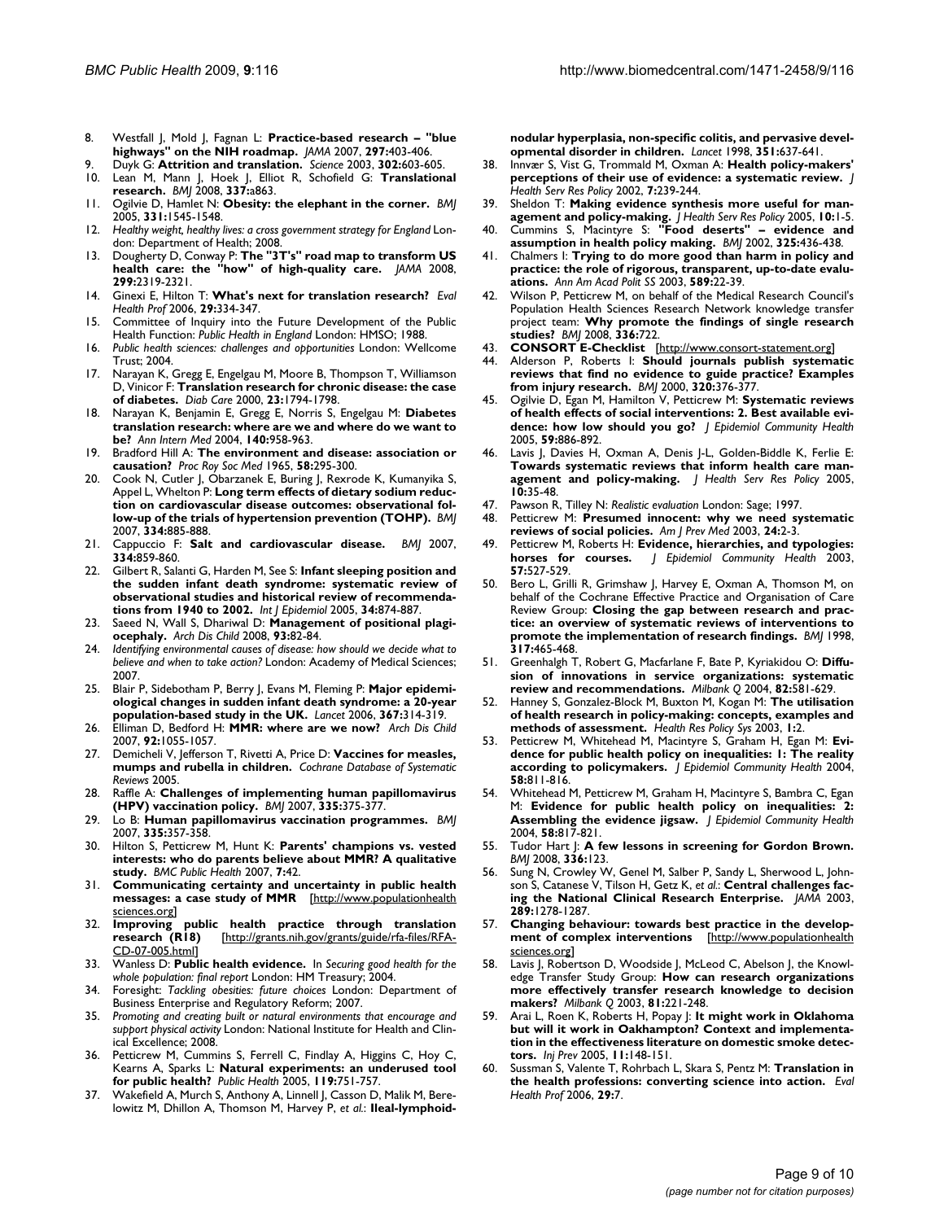8. Westfall J, Mold J, Fagnan L: **Practice-based research – "blue highways" on the NIH roadmap.** *JAMA* 2007, **297:**403-406.
9. Duyk G: **Attrition and translation.** *Science* 2003, **302:**603-605.
10. Lean M, Mann J, Hoek J, Elliot R, Schofield G: **Translational research.** *BMJ* 2008, **337:**a863.
11. Ogilvie D, Hamlet N: **Obesity: the elephant in the corner.** *BMJ* 2005, **331:**1545-1548.
12. *Healthy weight, healthy lives: a cross government strategy for England* London: Department of Health; 2008.
13. Dougherty D, Conway P: **The "3T's" road map to transform US health care: the "how" of high-quality care.** *JAMA* 2008, **299:**2319-2321.
14. Ginexi E, Hilton T: **What's next for translation research?** *Eval Health Prof* 2006, **29:**334-347.
15. Committee of Inquiry into the Future Development of the Public Health Function: *Public Health in England* London: HMSO; 1988.
16. *Public health sciences: challenges and opportunities* London: Wellcome Trust; 2004.
17. Narayan K, Gregg E, Engelgau M, Moore B, Thompson T, Williamson D, Vinicor F: **Translation research for chronic disease: the case of diabetes.** *Diab Care* 2000, **23:**1794-1798.
18. Narayan K, Benjamin E, Gregg E, Norris S, Engelgau M: **Diabetes translation research: where are we and where do we want to be?** *Ann Intern Med* 2004, **140:**958-963.
19. Bradford Hill A: **The environment and disease: association or causation?** *Proc Roy Soc Med* 1965, **58:**295-300.
20. Cook N, Cutler J, Obarzanek E, Buring J, Rexrode K, Kumanyika S, Appel L, Whelton P: **Long term effects of dietary sodium reduction on cardiovascular disease outcomes: observational follow-up of the trials of hypertension prevention (TOHP).** *BMJ* 2007, **334:**885-888.
21. Cappuccio F: **Salt and cardiovascular disease.** *BMJ* 2007, **334:**859-860.
22. Gilbert R, Salanti G, Harden M, See S: **Infant sleeping position and the sudden infant death syndrome: systematic review of observational studies and historical review of recommendations from 1940 to 2002.** *Int J Epidemiol* 2005, **34:**874-887.
23. Saeed N, Wall S, Dhariwal D: **Management of positional plagiocephaly.** *Arch Dis Child* 2008, **93:**82-84.
24. *Identifying environmental causes of disease: how should we decide what to believe and when to take action?* London: Academy of Medical Sciences; 2007.
25. Blair P, Sidebotham P, Berry J, Evans M, Fleming P: **Major epidemiological changes in sudden infant death syndrome: a 20-year population-based study in the UK.** *Lancet* 2006, **367:**314-319.
26. Elliman D, Bedford H: **MMR: where are we now?** *Arch Dis Child* 2007, **92:**1055-1057.
27. Demicheli V, Jefferson T, Rivetti A, Price D: **Vaccines for measles, mumps and rubella in children.** *Cochrane Database of Systematic Reviews* 2005.
28. Raffle A: **Challenges of implementing human papillomavirus (HPV) vaccination policy.** *BMJ* 2007, **335:**375-377.
29. Lo B: **Human papillomavirus vaccination programmes.** *BMJ* 2007, **335:**357-358.
30. Hilton S, Petticrew M, Hunt K: **Parents' champions vs. vested interests: who do parents believe about MMR? A qualitative study.** *BMC Public Health* 2007, **7:**42.
31. **Communicating certainty and uncertainty in public health messages: a case study of MMR** [http://www.populationhealthsciences.org]
32. **Improving public health practice through translation research (R18)** [http://grants.nih.gov/grants/guide/rfa-files/RFA-CD-07-005.html]
33. Wanless D: **Public health evidence.** In *Securing good health for the whole population: final report* London: HM Treasury; 2004.
34. Foresight: *Tackling obesities: future choices* London: Department of Business Enterprise and Regulatory Reform; 2007.
35. *Promoting and creating built or natural environments that encourage and support physical activity* London: National Institute for Health and Clinical Excellence; 2008.
36. Petticrew M, Cummins S, Ferrell C, Findlay A, Higgins C, Hoy C, Kearns A, Sparks L: **Natural experiments: an underused tool for public health?** *Public Health* 2005, **119:**751-757.
37. Wakefield A, Murch S, Anthony A, Linnell J, Casson D, Malik M, Berelowitz M, Dhillon A, Thomson M, Harvey P, *et al.*: **Ileal-lymphoid-nodular hyperplasia, non-specific colitis, and pervasive developmental disorder in children.** *Lancet* 1998, **351:**637-641.
38. Innvær S, Vist G, Trommald M, Oxman A: **Health policy-makers' perceptions of their use of evidence: a systematic review.** *J Health Serv Res Policy* 2002, **7:**239-244.
39. Sheldon T: **Making evidence synthesis more useful for management and policy-making.** *J Health Serv Res Policy* 2005, **10:**1-5.
40. Cummins S, Macintyre S: **"Food deserts" – evidence and assumption in health policy making.** *BMJ* 2002, **325:**436-438.
41. Chalmers I: **Trying to do more good than harm in policy and practice: the role of rigorous, transparent, up-to-date evaluations.** *Ann Am Acad Polit SS* 2003, **589:**22-39.
42. Wilson P, Petticrew M, on behalf of the Medical Research Council's Population Health Sciences Research Network knowledge transfer project team: **Why promote the findings of single research studies?** *BMJ* 2008, **336:**722.
43. **CONSORT E-Checklist** [http://www.consort-statement.org]
44. Alderson P, Roberts I: **Should journals publish systematic reviews that find no evidence to guide practice? Examples from injury research.** *BMJ* 2000, **320:**376-377.
45. Ogilvie D, Egan M, Hamilton V, Petticrew M: **Systematic reviews of health effects of social interventions: 2. Best available evidence: how low should you go?** *J Epidemiol Community Health* 2005, **59:**886-892.
46. Lavis J, Davies H, Oxman A, Denis J-L, Golden-Biddle K, Ferlie E: **Towards systematic reviews that inform health care management and policy-making.** *J Health Serv Res Policy* 2005, **10:**35-48.
47. Pawson R, Tilley N: *Realistic evaluation* London: Sage; 1997.
48. Petticrew M: **Presumed innocent: why we need systematic reviews of social policies.** *Am J Prev Med* 2003, **24:**2-3.
49. Petticrew M, Roberts H: **Evidence, hierarchies, and typologies: horses for courses.** *J Epidemiol Community Health* 2003, **57:**527-529.
50. Bero L, Grilli R, Grimshaw J, Harvey E, Oxman A, Thomson M, on behalf of the Cochrane Effective Practice and Organisation of Care Review Group: **Closing the gap between research and practice: an overview of systematic reviews of interventions to promote the implementation of research findings.** *BMJ* 1998, **317:**465-468.
51. Greenhalgh T, Robert G, Macfarlane F, Bate P, Kyriakidou O: **Diffusion of innovations in service organizations: systematic review and recommendations.** *Milbank Q* 2004, **82:**581-629.
52. Hanney S, Gonzalez-Block M, Buxton M, Kogan M: **The utilisation of health research in policy-making: concepts, examples and methods of assessment.** *Health Res Policy Sys* 2003, **1:**2.
53. Petticrew M, Whitehead M, Macintyre S, Graham H, Egan M: **Evidence for public health policy on inequalities: 1: The reality according to policymakers.** *J Epidemiol Community Health* 2004, **58:**811-816.
54. Whitehead M, Petticrew M, Graham H, Macintyre S, Bambra C, Egan M: **Evidence for public health policy on inequalities: 2: Assembling the evidence jigsaw.** *J Epidemiol Community Health* 2004, **58:**817-821.
55. Tudor Hart J: **A few lessons in screening for Gordon Brown.** *BMJ* 2008, **336:**123.
56. Sung N, Crowley W, Genel M, Salber P, Sandy L, Sherwood L, Johnson S, Catanese V, Tilson H, Getz K, *et al.*: **Central challenges facing the National Clinical Research Enterprise.** *JAMA* 2003, **289:**1278-1287.
57. **Changing behaviour: towards best practice in the development of complex interventions** [http://www.populationhealthsciences.org]
58. Lavis J, Robertson D, Woodside J, McLeod C, Abelson J, the Knowledge Transfer Study Group: **How can research organizations more effectively transfer research knowledge to decision makers?** *Milbank Q* 2003, **81:**221-248.
59. Arai L, Roen K, Roberts H, Popay J: **It might work in Oklahoma but will it work in Oakhampton? Context and implementation in the effectiveness literature on domestic smoke detectors.** *Inj Prev* 2005, **11:**148-151.
60. Sussman S, Valente T, Rohrbach L, Skara S, Pentz M: **Translation in the health professions: converting science into action.** *Eval Health Prof* 2006, **29:**7.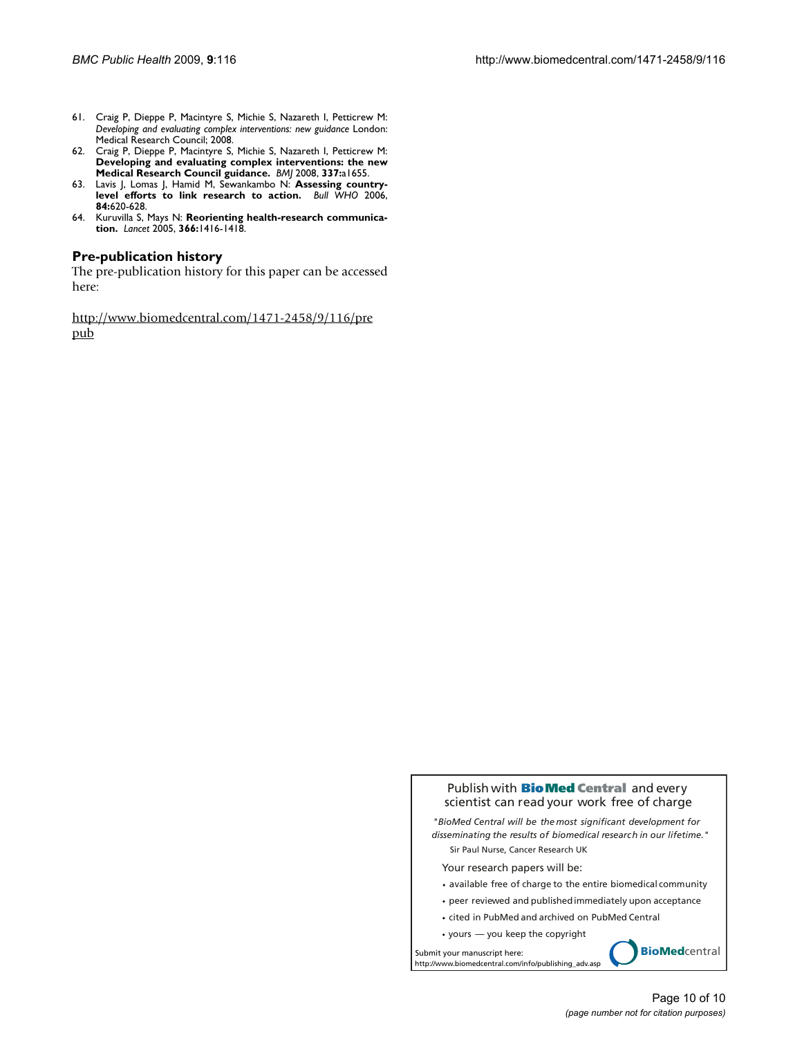61. Craig P, Dieppe P, Macintyre S, Michie S, Nazareth I, Petticrew M: *Developing and evaluating complex interventions: new guidance* London: Medical Research Council; 2008.
62. Craig P, Dieppe P, Macintyre S, Michie S, Nazareth I, Petticrew M: **Developing and evaluating complex interventions: the new Medical Research Council guidance.** *BMJ* 2008, **337:**a1655.
63. Lavis J, Lomas J, Hamid M, Sewankambo N: **Assessing country-level efforts to link research to action.** *Bull WHO* 2006, **84:**620-628.
64. Kuruvilla S, Mays N: **Reorienting health-research communication.** *Lancet* 2005, **366:**1416-1418.

## Pre-publication history

The pre-publication history for this paper can be accessed here:

http://www.biomedcentral.com/1471-2458/9/116/prepub

Publish with **BioMed Central** and every scientist can read your work free of charge

*"BioMed Central will be the most significant development for disseminating the results of biomedical research in our lifetime."*

Sir Paul Nurse, Cancer Research UK

Your research papers will be:

- available free of charge to the entire biomedical community
- peer reviewed and published immediately upon acceptance
- cited in PubMed and archived on PubMed Central
- yours — you keep the copyright

Submit your manuscript here:
http://www.biomedcentral.com/info/publishing_adv.asp

**BioMed**central